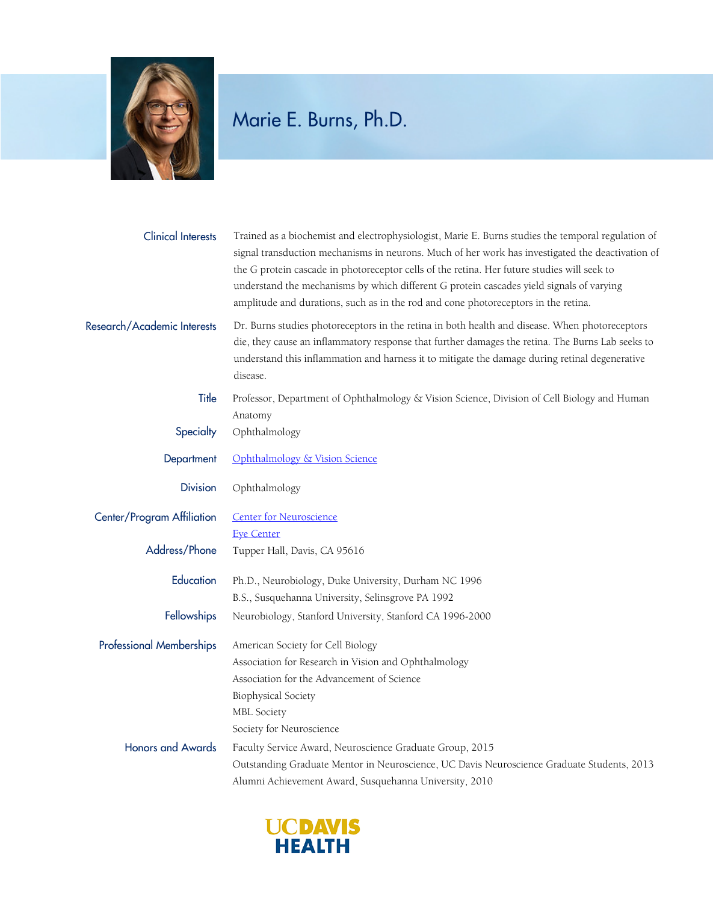# Marie E. Burns, Ph.D.

**Clinical Interests**
Trained as a biochemist and electrophysiologist, Marie E. Burns studies the temporal regulation of signal transduction mechanisms in neurons. Much of her work has investigated the deactivation of the G protein cascade in photoreceptor cells of the retina. Her future studies will seek to understand the mechanisms by which different G protein cascades yield signals of varying amplitude and durations, such as in the rod and cone photoreceptors in the retina.

**Research/Academic Interests**
Dr. Burns studies photoreceptors in the retina in both health and disease. When photoreceptors die, they cause an inflammatory response that further damages the retina. The Burns Lab seeks to understand this inflammation and harness it to mitigate the damage during retinal degenerative disease.

**Title**
Professor, Department of Ophthalmology & Vision Science, Division of Cell Biology and Human Anatomy

**Specialty**
Ophthalmology

**Department**
Ophthalmology & Vision Science

**Division**
Ophthalmology

**Center/Program Affiliation**
Center for Neuroscience
Eye Center

**Address/Phone**
Tupper Hall, Davis, CA 95616

**Education**
Ph.D., Neurobiology, Duke University, Durham NC 1996
B.S., Susquehanna University, Selinsgrove PA 1992

**Fellowships**
Neurobiology, Stanford University, Stanford CA 1996-2000

**Professional Memberships**
American Society for Cell Biology
Association for Research in Vision and Ophthalmology
Association for the Advancement of Science
Biophysical Society
MBL Society
Society for Neuroscience

**Honors and Awards**
Faculty Service Award, Neuroscience Graduate Group, 2015
Outstanding Graduate Mentor in Neuroscience, UC Davis Neuroscience Graduate Students, 2013
Alumni Achievement Award, Susquehanna University, 2010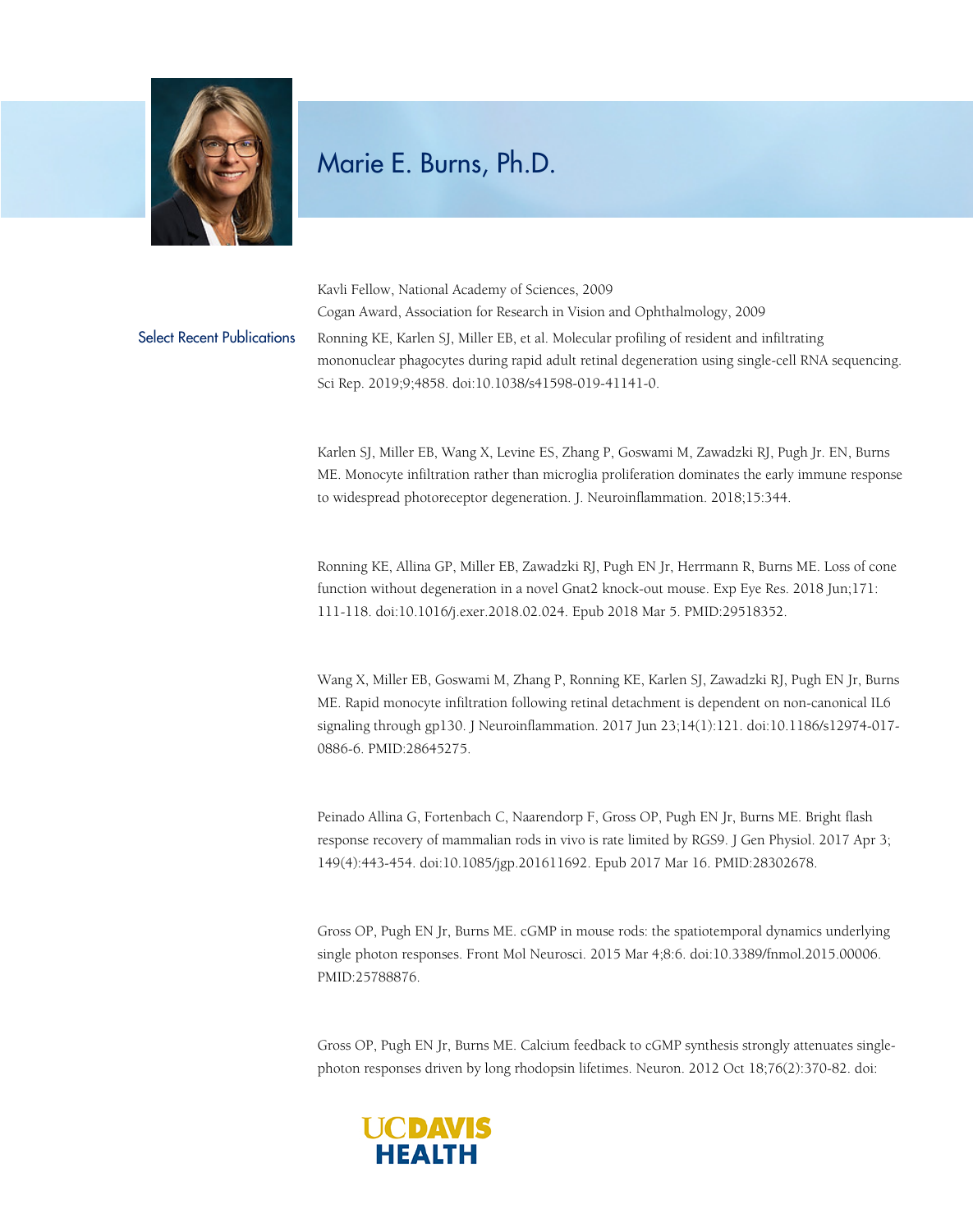# Marie E. Burns, Ph.D.

Kavli Fellow, National Academy of Sciences, 2009

Cogan Award, Association for Research in Vision and Ophthalmology, 2009

## Select Recent Publications

Ronning KE, Karlen SJ, Miller EB, et al. Molecular profiling of resident and infiltrating mononuclear phagocytes during rapid adult retinal degeneration using single-cell RNA sequencing. Sci Rep. 2019;9;4858. doi:10.1038/s41598-019-41141-0.

Karlen SJ, Miller EB, Wang X, Levine ES, Zhang P, Goswami M, Zawadzki RJ, Pugh Jr. EN, Burns ME. Monocyte infiltration rather than microglia proliferation dominates the early immune response to widespread photoreceptor degeneration. J. Neuroinflammation. 2018;15:344.

Ronning KE, Allina GP, Miller EB, Zawadzki RJ, Pugh EN Jr, Herrmann R, Burns ME. Loss of cone function without degeneration in a novel Gnat2 knock-out mouse. Exp Eye Res. 2018 Jun;171: 111-118. doi:10.1016/j.exer.2018.02.024. Epub 2018 Mar 5. PMID:29518352.

Wang X, Miller EB, Goswami M, Zhang P, Ronning KE, Karlen SJ, Zawadzki RJ, Pugh EN Jr, Burns ME. Rapid monocyte infiltration following retinal detachment is dependent on non-canonical IL6 signaling through gp130. J Neuroinflammation. 2017 Jun 23;14(1):121. doi:10.1186/s12974-017-0886-6. PMID:28645275.

Peinado Allina G, Fortenbach C, Naarendorp F, Gross OP, Pugh EN Jr, Burns ME. Bright flash response recovery of mammalian rods in vivo is rate limited by RGS9. J Gen Physiol. 2017 Apr 3; 149(4):443-454. doi:10.1085/jgp.201611692. Epub 2017 Mar 16. PMID:28302678.

Gross OP, Pugh EN Jr, Burns ME. cGMP in mouse rods: the spatiotemporal dynamics underlying single photon responses. Front Mol Neurosci. 2015 Mar 4;8:6. doi:10.3389/fnmol.2015.00006. PMID:25788876.

Gross OP, Pugh EN Jr, Burns ME. Calcium feedback to cGMP synthesis strongly attenuates single-photon responses driven by long rhodopsin lifetimes. Neuron. 2012 Oct 18;76(2):370-82. doi: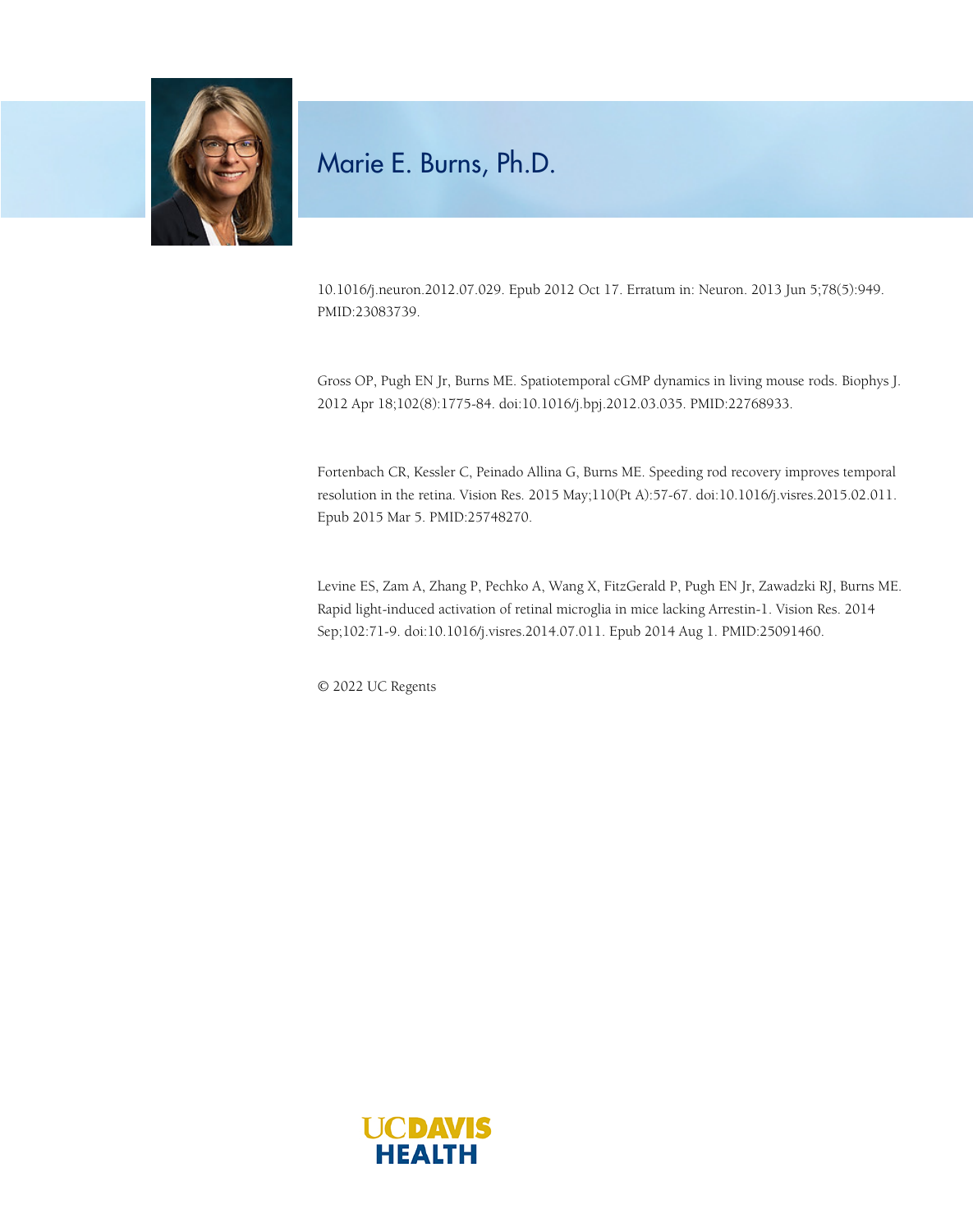# Marie E. Burns, Ph.D.

10.1016/j.neuron.2012.07.029. Epub 2012 Oct 17. Erratum in: Neuron. 2013 Jun 5;78(5):949. PMID:23083739.

Gross OP, Pugh EN Jr, Burns ME. Spatiotemporal cGMP dynamics in living mouse rods. Biophys J. 2012 Apr 18;102(8):1775-84. doi:10.1016/j.bpj.2012.03.035. PMID:22768933.

Fortenbach CR, Kessler C, Peinado Allina G, Burns ME. Speeding rod recovery improves temporal resolution in the retina. Vision Res. 2015 May;110(Pt A):57-67. doi:10.1016/j.visres.2015.02.011. Epub 2015 Mar 5. PMID:25748270.

Levine ES, Zam A, Zhang P, Pechko A, Wang X, FitzGerald P, Pugh EN Jr, Zawadzki RJ, Burns ME. Rapid light-induced activation of retinal microglia in mice lacking Arrestin-1. Vision Res. 2014 Sep;102:71-9. doi:10.1016/j.visres.2014.07.011. Epub 2014 Aug 1. PMID:25091460.

© 2022 UC Regents

UCDAVIS HEALTH